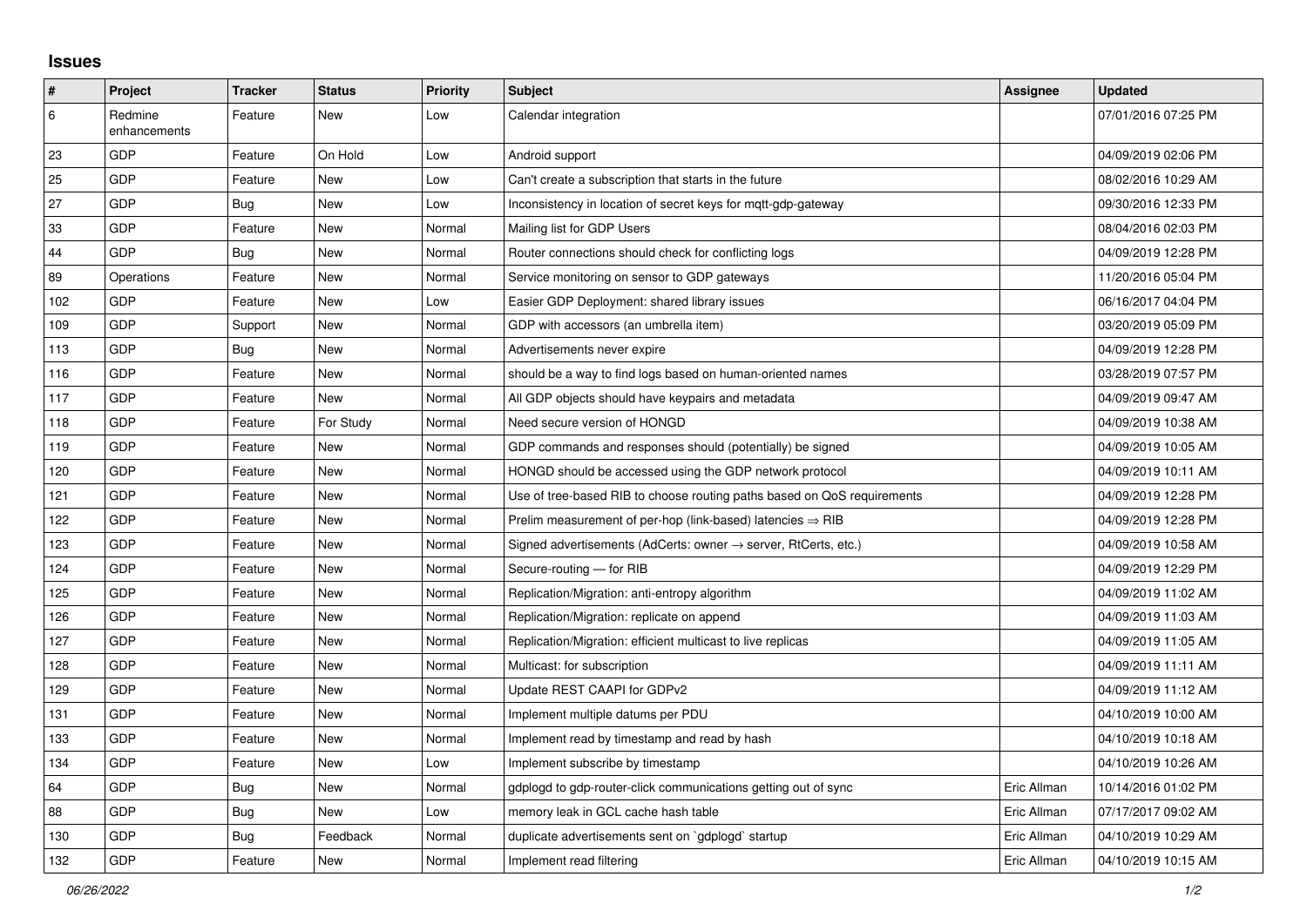## Issues

| # | Project | Tracker | Status | Priority | Subject | Assignee | Updated |
|---|---|---|---|---|---|---|---|
| 6 | Redmine enhancements | Feature | New | Low | Calendar integration | | 07/01/2016 07:25 PM |
| 23 | GDP | Feature | On Hold | Low | Android support | | 04/09/2019 02:06 PM |
| 25 | GDP | Feature | New | Low | Can't create a subscription that starts in the future | | 08/02/2016 10:29 AM |
| 27 | GDP | Bug | New | Low | Inconsistency in location of secret keys for mqtt-gdp-gateway | | 09/30/2016 12:33 PM |
| 33 | GDP | Feature | New | Normal | Mailing list for GDP Users | | 08/04/2016 02:03 PM |
| 44 | GDP | Bug | New | Normal | Router connections should check for conflicting logs | | 04/09/2019 12:28 PM |
| 89 | Operations | Feature | New | Normal | Service monitoring on sensor to GDP gateways | | 11/20/2016 05:04 PM |
| 102 | GDP | Feature | New | Low | Easier GDP Deployment: shared library issues | | 06/16/2017 04:04 PM |
| 109 | GDP | Support | New | Normal | GDP with accessors (an umbrella item) | | 03/20/2019 05:09 PM |
| 113 | GDP | Bug | New | Normal | Advertisements never expire | | 04/09/2019 12:28 PM |
| 116 | GDP | Feature | New | Normal | should be a way to find logs based on human-oriented names | | 03/28/2019 07:57 PM |
| 117 | GDP | Feature | New | Normal | All GDP objects should have keypairs and metadata | | 04/09/2019 09:47 AM |
| 118 | GDP | Feature | For Study | Normal | Need secure version of HONGD | | 04/09/2019 10:38 AM |
| 119 | GDP | Feature | New | Normal | GDP commands and responses should (potentially) be signed | | 04/09/2019 10:05 AM |
| 120 | GDP | Feature | New | Normal | HONGD should be accessed using the GDP network protocol | | 04/09/2019 10:11 AM |
| 121 | GDP | Feature | New | Normal | Use of tree-based RIB to choose routing paths based on QoS requirements | | 04/09/2019 12:28 PM |
| 122 | GDP | Feature | New | Normal | Prelim measurement of per-hop (link-based) latencies ⇒ RIB | | 04/09/2019 12:28 PM |
| 123 | GDP | Feature | New | Normal | Signed advertisements (AdCerts: owner → server, RtCerts, etc.) | | 04/09/2019 10:58 AM |
| 124 | GDP | Feature | New | Normal | Secure-routing — for RIB | | 04/09/2019 12:29 PM |
| 125 | GDP | Feature | New | Normal | Replication/Migration: anti-entropy algorithm | | 04/09/2019 11:02 AM |
| 126 | GDP | Feature | New | Normal | Replication/Migration: replicate on append | | 04/09/2019 11:03 AM |
| 127 | GDP | Feature | New | Normal | Replication/Migration: efficient multicast to live replicas | | 04/09/2019 11:05 AM |
| 128 | GDP | Feature | New | Normal | Multicast: for subscription | | 04/09/2019 11:11 AM |
| 129 | GDP | Feature | New | Normal | Update REST CAAPI for GDPv2 | | 04/09/2019 11:12 AM |
| 131 | GDP | Feature | New | Normal | Implement multiple datums per PDU | | 04/10/2019 10:00 AM |
| 133 | GDP | Feature | New | Normal | Implement read by timestamp and read by hash | | 04/10/2019 10:18 AM |
| 134 | GDP | Feature | New | Low | Implement subscribe by timestamp | | 04/10/2019 10:26 AM |
| 64 | GDP | Bug | New | Normal | gdplogd to gdp-router-click communications getting out of sync | Eric Allman | 10/14/2016 01:02 PM |
| 88 | GDP | Bug | New | Low | memory leak in GCL cache hash table | Eric Allman | 07/17/2017 09:02 AM |
| 130 | GDP | Bug | Feedback | Normal | duplicate advertisements sent on `gdplogd` startup | Eric Allman | 04/10/2019 10:29 AM |
| 132 | GDP | Feature | New | Normal | Implement read filtering | Eric Allman | 04/10/2019 10:15 AM |

*06/26/2022*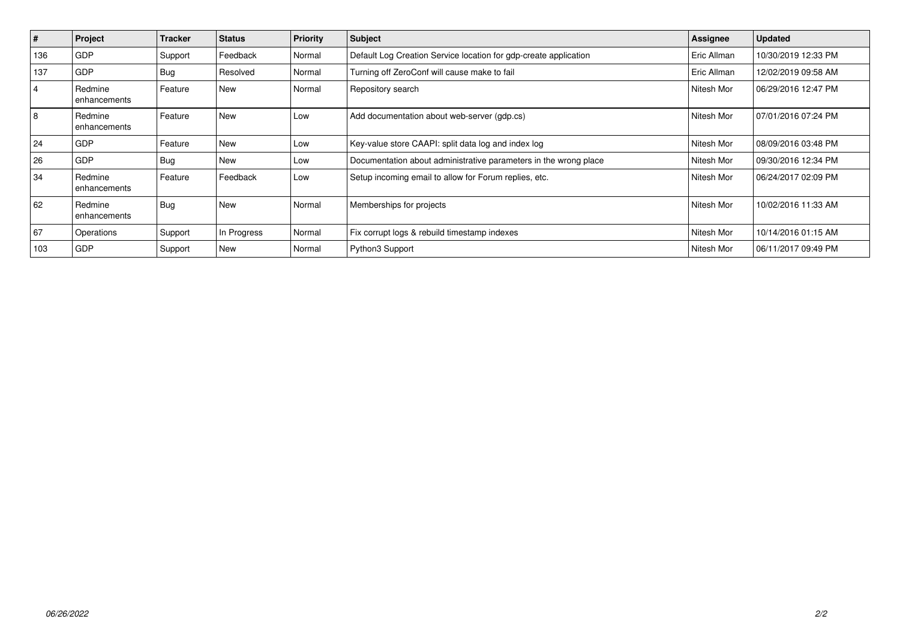| # | Project | Tracker | Status | Priority | Subject | Assignee | Updated |
|---|---|---|---|---|---|---|---|
| 136 | GDP | Support | Feedback | Normal | Default Log Creation Service location for gdp-create application | Eric Allman | 10/30/2019 12:33 PM |
| 137 | GDP | Bug | Resolved | Normal | Turning off ZeroConf will cause make to fail | Eric Allman | 12/02/2019 09:58 AM |
| 4 | Redmine enhancements | Feature | New | Normal | Repository search | Nitesh Mor | 06/29/2016 12:47 PM |
| 8 | Redmine enhancements | Feature | New | Low | Add documentation about web-server (gdp.cs) | Nitesh Mor | 07/01/2016 07:24 PM |
| 24 | GDP | Feature | New | Low | Key-value store CAAPI: split data log and index log | Nitesh Mor | 08/09/2016 03:48 PM |
| 26 | GDP | Bug | New | Low | Documentation about administrative parameters in the wrong place | Nitesh Mor | 09/30/2016 12:34 PM |
| 34 | Redmine enhancements | Feature | Feedback | Low | Setup incoming email to allow for Forum replies, etc. | Nitesh Mor | 06/24/2017 02:09 PM |
| 62 | Redmine enhancements | Bug | New | Normal | Memberships for projects | Nitesh Mor | 10/02/2016 11:33 AM |
| 67 | Operations | Support | In Progress | Normal | Fix corrupt logs & rebuild timestamp indexes | Nitesh Mor | 10/14/2016 01:15 AM |
| 103 | GDP | Support | New | Normal | Python3 Support | Nitesh Mor | 06/11/2017 09:49 PM |